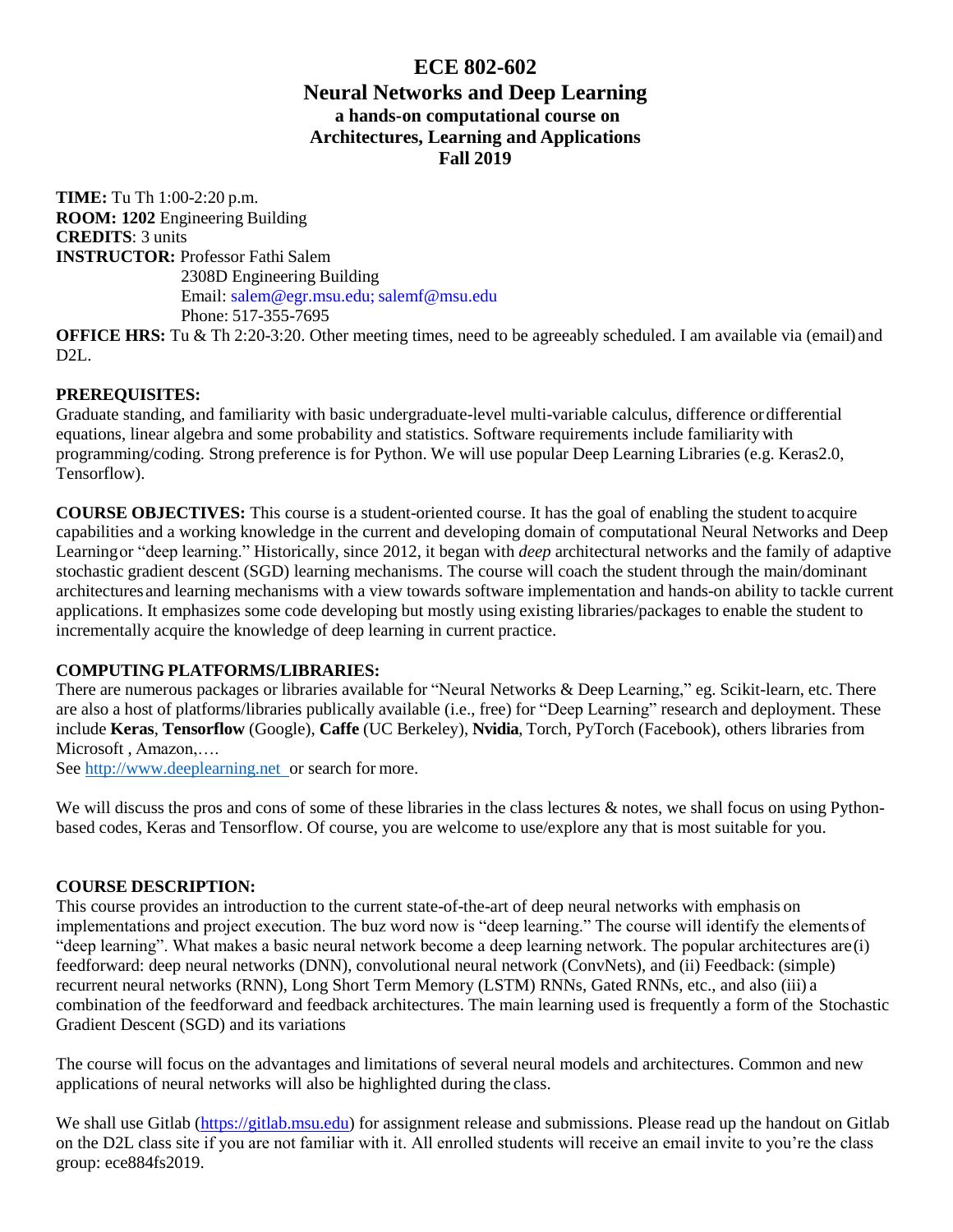# ECE 802-602
## Neural Networks and Deep Learning
### a hands-on computational course on
### Architectures, Learning and Applications
### Fall 2019

**TIME:** Tu Th 1:00-2:20 p.m.
**ROOM: 1202** Engineering Building
**CREDITS**: 3 units
**INSTRUCTOR:** Professor Fathi Salem
2308D Engineering Building
Email: salem@egr.msu.edu; salemf@msu.edu
Phone: 517-355-7695
**OFFICE HRS:** Tu & Th 2:20-3:20. Other meeting times, need to be agreeably scheduled. I am available via (email) and D2L.

**PREREQUISITES:**
Graduate standing, and familiarity with basic undergraduate-level multi-variable calculus, difference or differential equations, linear algebra and some probability and statistics. Software requirements include familiarity with programming/coding. Strong preference is for Python. We will use popular Deep Learning Libraries (e.g. Keras2.0, Tensorflow).

**COURSE OBJECTIVES:** This course is a student-oriented course. It has the goal of enabling the student to acquire capabilities and a working knowledge in the current and developing domain of computational Neural Networks and Deep Learning or "deep learning." Historically, since 2012, it began with *deep* architectural networks and the family of adaptive stochastic gradient descent (SGD) learning mechanisms. The course will coach the student through the main/dominant architectures and learning mechanisms with a view towards software implementation and hands-on ability to tackle current applications. It emphasizes some code developing but mostly using existing libraries/packages to enable the student to incrementally acquire the knowledge of deep learning in current practice.

**COMPUTING PLATFORMS/LIBRARIES:**
There are numerous packages or libraries available for "Neural Networks & Deep Learning," eg. Scikit-learn, etc. There are also a host of platforms/libraries publically available (i.e., free) for "Deep Learning" research and deployment. These include **Keras**, **Tensorflow** (Google), **Caffe** (UC Berkeley), **Nvidia**, Torch, PyTorch (Facebook), others libraries from Microsoft , Amazon,….
See http://www.deeplearning.net or search for more.

We will discuss the pros and cons of some of these libraries in the class lectures & notes, we shall focus on using Python-based codes, Keras and Tensorflow. Of course, you are welcome to use/explore any that is most suitable for you.

**COURSE DESCRIPTION:**
This course provides an introduction to the current state-of-the-art of deep neural networks with emphasis on implementations and project execution. The buz word now is "deep learning." The course will identify the elements of "deep learning". What makes a basic neural network become a deep learning network. The popular architectures are (i) feedforward: deep neural networks (DNN), convolutional neural network (ConvNets), and (ii) Feedback: (simple) recurrent neural networks (RNN), Long Short Term Memory (LSTM) RNNs, Gated RNNs, etc., and also (iii) a combination of the feedforward and feedback architectures. The main learning used is frequently a form of the Stochastic Gradient Descent (SGD) and its variations

The course will focus on the advantages and limitations of several neural models and architectures. Common and new applications of neural networks will also be highlighted during the class.

We shall use Gitlab (https://gitlab.msu.edu) for assignment release and submissions. Please read up the handout on Gitlab on the D2L class site if you are not familiar with it. All enrolled students will receive an email invite to you're the class group: ece884fs2019.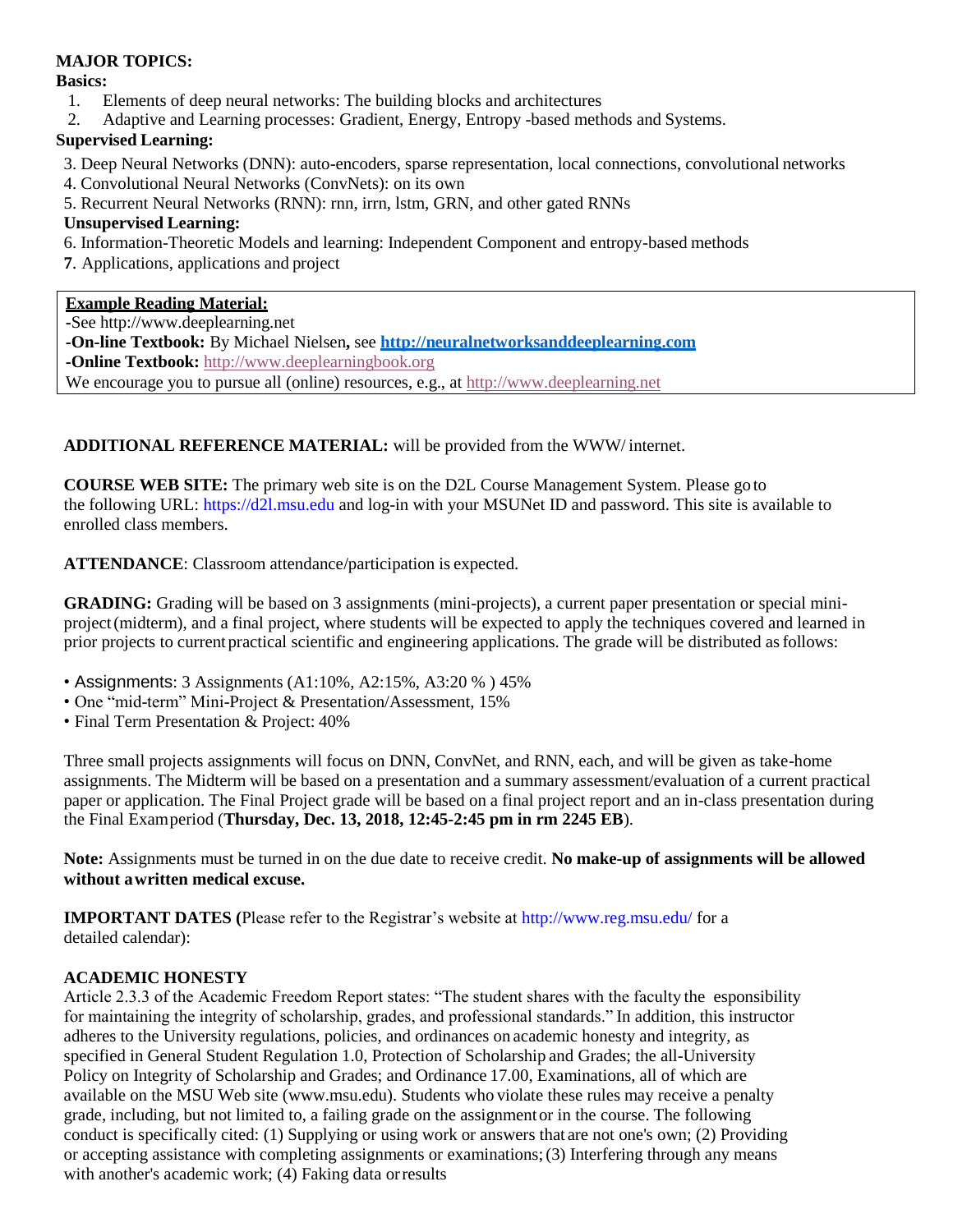**MAJOR TOPICS:**

**Basics:**

1. Elements of deep neural networks: The building blocks and architectures
2. Adaptive and Learning processes: Gradient, Energy, Entropy -based methods and Systems.

**Supervised Learning:**

3. Deep Neural Networks (DNN): auto-encoders, sparse representation, local connections, convolutional networks
4. Convolutional Neural Networks (ConvNets): on its own
5. Recurrent Neural Networks (RNN): rnn, irrn, lstm, GRN, and other gated RNNs

**Unsupervised Learning:**

6. Information-Theoretic Models and learning: Independent Component and entropy-based methods
7. Applications, applications and project

**Example Reading Material:**

-See http://www.deeplearning.net
**-On-line Textbook:** By Michael Nielsen**,** see **http://neuralnetworksanddeeplearning.com**
**-Online Textbook:** http://www.deeplearningbook.org
We encourage you to pursue all (online) resources, e.g., at http://www.deeplearning.net

**ADDITIONAL REFERENCE MATERIAL:** will be provided from the WWW/ internet.

**COURSE WEB SITE:** The primary web site is on the D2L Course Management System. Please go to the following URL: https://d2l.msu.edu and log-in with your MSUNet ID and password. This site is available to enrolled class members.

**ATTENDANCE**: Classroom attendance/participation is expected.

**GRADING:** Grading will be based on 3 assignments (mini-projects), a current paper presentation or special mini-project (midterm), and a final project, where students will be expected to apply the techniques covered and learned in prior projects to current practical scientific and engineering applications. The grade will be distributed as follows:

- Assignments: 3 Assignments (A1:10%, A2:15%, A3:20 % ) 45%
- One "mid-term" Mini-Project & Presentation/Assessment, 15%
- Final Term Presentation & Project: 40%

Three small projects assignments will focus on DNN, ConvNet, and RNN, each, and will be given as take-home assignments. The Midterm will be based on a presentation and a summary assessment/evaluation of a current practical paper or application. The Final Project grade will be based on a final project report and an in-class presentation during the Final Exam period (**Thursday, Dec. 13, 2018, 12:45-2:45 pm in rm 2245 EB**).

**Note:** Assignments must be turned in on the due date to receive credit. **No make-up of assignments will be allowed without a written medical excuse.**

**IMPORTANT DATES (**Please refer to the Registrar's website at http://www.reg.msu.edu/ for a detailed calendar):

**ACADEMIC HONESTY**

Article 2.3.3 of the Academic Freedom Report states: "The student shares with the faculty the esponsibility for maintaining the integrity of scholarship, grades, and professional standards." In addition, this instructor adheres to the University regulations, policies, and ordinances on academic honesty and integrity, as specified in General Student Regulation 1.0, Protection of Scholarship and Grades; the all-University Policy on Integrity of Scholarship and Grades; and Ordinance 17.00, Examinations, all of which are available on the MSU Web site (www.msu.edu). Students who violate these rules may receive a penalty grade, including, but not limited to, a failing grade on the assignment or in the course. The following conduct is specifically cited: (1) Supplying or using work or answers that are not one's own; (2) Providing or accepting assistance with completing assignments or examinations; (3) Interfering through any means with another's academic work; (4) Faking data or results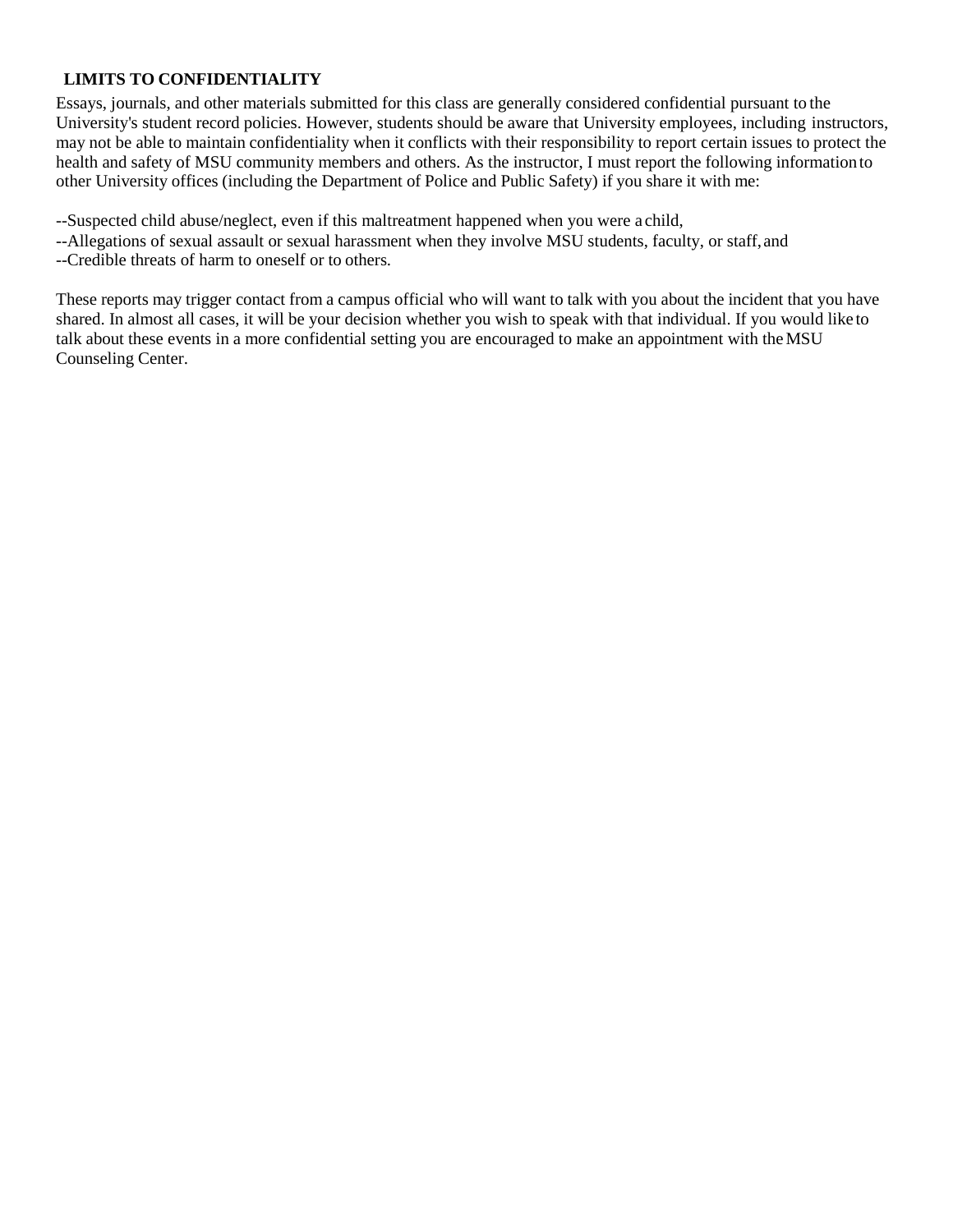**LIMITS TO CONFIDENTIALITY**

Essays, journals, and other materials submitted for this class are generally considered confidential pursuant to the University's student record policies. However, students should be aware that University employees, including instructors, may not be able to maintain confidentiality when it conflicts with their responsibility to report certain issues to protect the health and safety of MSU community members and others. As the instructor, I must report the following information to other University offices (including the Department of Police and Public Safety) if you share it with me:

--Suspected child abuse/neglect, even if this maltreatment happened when you were a child,
--Allegations of sexual assault or sexual harassment when they involve MSU students, faculty, or staff, and
--Credible threats of harm to oneself or to others.

These reports may trigger contact from a campus official who will want to talk with you about the incident that you have shared. In almost all cases, it will be your decision whether you wish to speak with that individual. If you would like to talk about these events in a more confidential setting you are encouraged to make an appointment with the MSU Counseling Center.